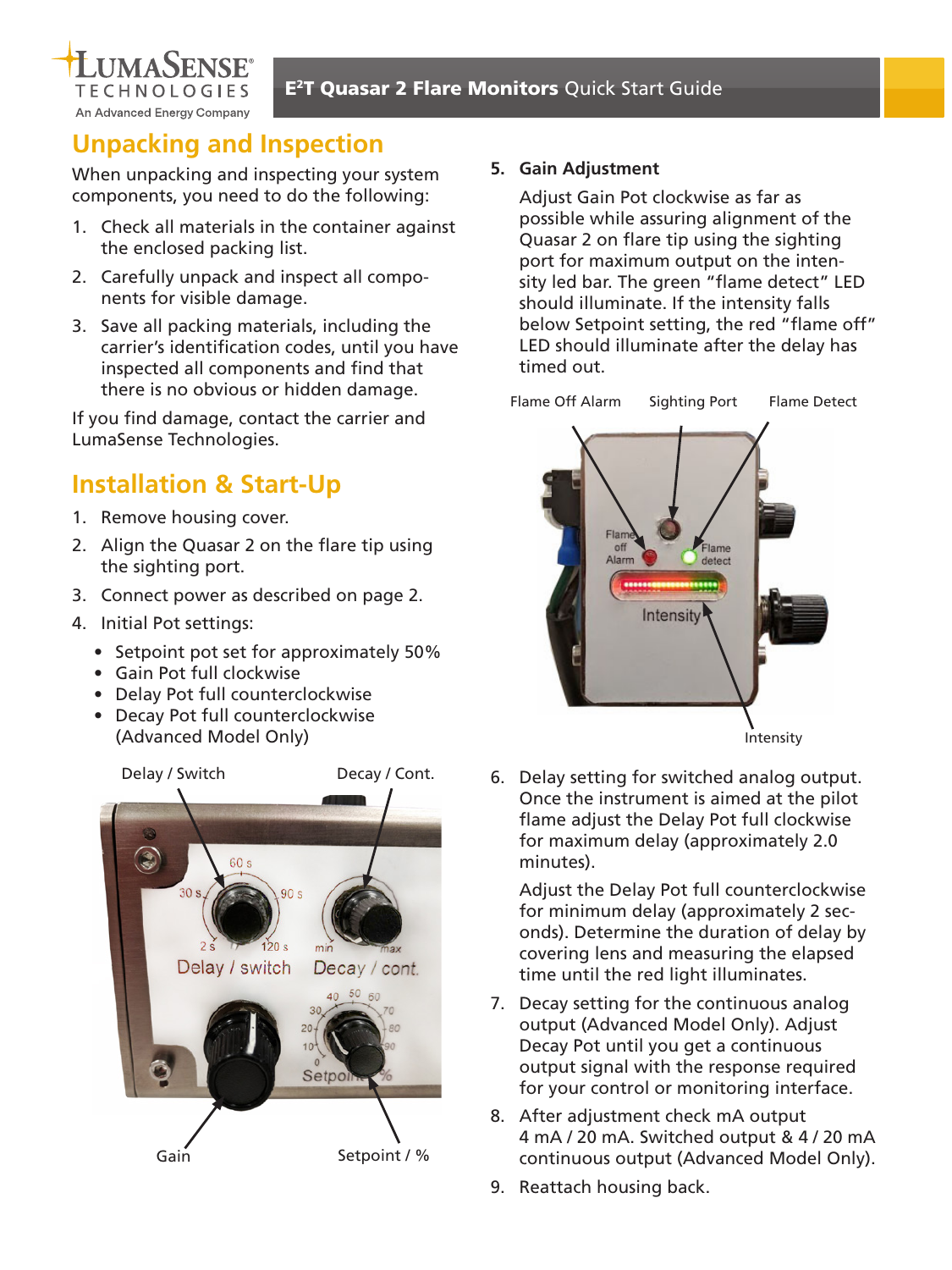## Unpacking and Inspection

When unpacking and inspecting your system components, you need to do the following:

1. Check all materials in the container against the enclosed packing list.
2. Carefully unpack and inspect all components for visible damage.
3. Save all packing materials, including the carrier's identification codes, until you have inspected all components and find that there is no obvious or hidden damage.

If you find damage, contact the carrier and LumaSense Technologies.

## Installation & Start-Up

1. Remove housing cover.
2. Align the Quasar 2 on the flare tip using the sighting port.
3. Connect power as described on page 2.
4. Initial Pot settings:
   - Setpoint pot set for approximately 50%
   - Gain Pot full clockwise
   - Delay Pot full counterclockwise
   - Decay Pot full counterclockwise (Advanced Model Only)

5. **Gain Adjustment**

   Adjust Gain Pot clockwise as far as possible while assuring alignment of the Quasar 2 on flare tip using the sighting port for maximum output on the intensity led bar. The green "flame detect" LED should illuminate. If the intensity falls below Setpoint setting, the red "flame off" LED should illuminate after the delay has timed out.

6. Delay setting for switched analog output. Once the instrument is aimed at the pilot flame adjust the Delay Pot full clockwise for maximum delay (approximately 2.0 minutes).

   Adjust the Delay Pot full counterclockwise for minimum delay (approximately 2 seconds). Determine the duration of delay by covering lens and measuring the elapsed time until the red light illuminates.

7. Decay setting for the continuous analog output (Advanced Model Only). Adjust Decay Pot until you get a continuous output signal with the response required for your control or monitoring interface.
8. After adjustment check mA output 4 mA / 20 mA. Switched output & 4 / 20 mA continuous output (Advanced Model Only).
9. Reattach housing back.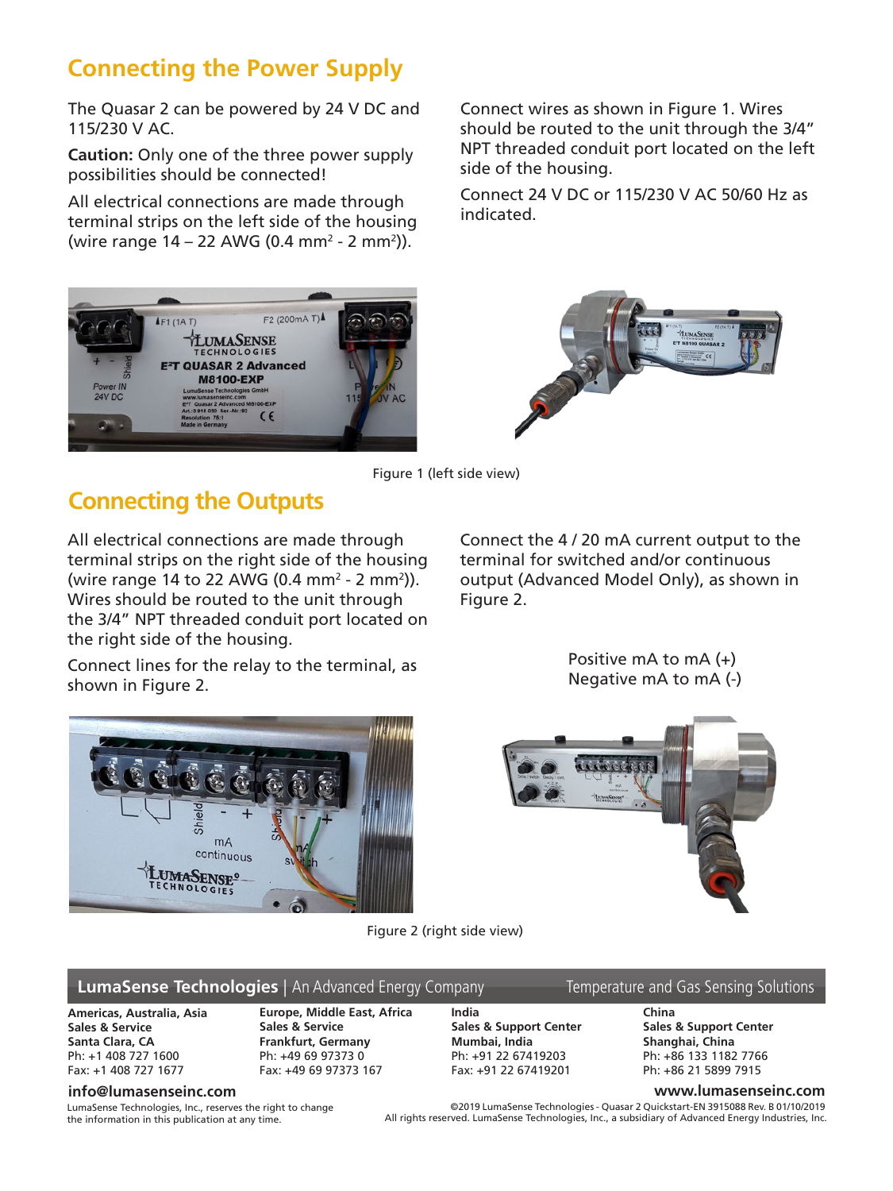## Connecting the Power Supply

The Quasar 2 can be powered by 24 V DC and 115/230 V AC.

**Caution:** Only one of the three power supply possibilities should be connected!

All electrical connections are made through terminal strips on the left side of the housing (wire range 14 – 22 AWG (0.4 mm² - 2 mm²)).

Connect wires as shown in Figure 1. Wires should be routed to the unit through the 3/4" NPT threaded conduit port located on the left side of the housing.

Connect 24 V DC or 115/230 V AC 50/60 Hz as indicated.

Figure 1 (left side view)

## Connecting the Outputs

All electrical connections are made through terminal strips on the right side of the housing (wire range 14 to 22 AWG (0.4 mm² - 2 mm²)). Wires should be routed to the unit through the 3/4" NPT threaded conduit port located on the right side of the housing.

Connect lines for the relay to the terminal, as shown in Figure 2.

Connect the 4 / 20 mA current output to the terminal for switched and/or continuous output (Advanced Model Only), as shown in Figure 2.

Positive mA to mA (+)
Negative mA to mA (-)

Figure 2 (right side view)

**LumaSense Technologies** | An Advanced Energy Company — Temperature and Gas Sensing Solutions

**Americas, Australia, Asia**
**Sales & Service**
**Santa Clara, CA**
Ph: +1 408 727 1600
Fax: +1 408 727 1677

**Europe, Middle East, Africa**
**Sales & Service**
**Frankfurt, Germany**
Ph: +49 69 97373 0
Fax: +49 69 97373 167

**India**
**Sales & Support Center**
**Mumbai, India**
Ph: +91 22 67419203
Fax: +91 22 67419201

**China**
**Sales & Support Center**
**Shanghai, China**
Ph: +86 133 1182 7766
Ph: +86 21 5899 7915

**info@lumasenseinc.com**

**www.lumasenseinc.com**

LumaSense Technologies, Inc., reserves the right to change the information in this publication at any time.

©2019 LumaSense Technologies - Quasar 2 Quickstart-EN 3915088 Rev. B 01/10/2019
All rights reserved. LumaSense Technologies, Inc., a subsidiary of Advanced Energy Industries, Inc.